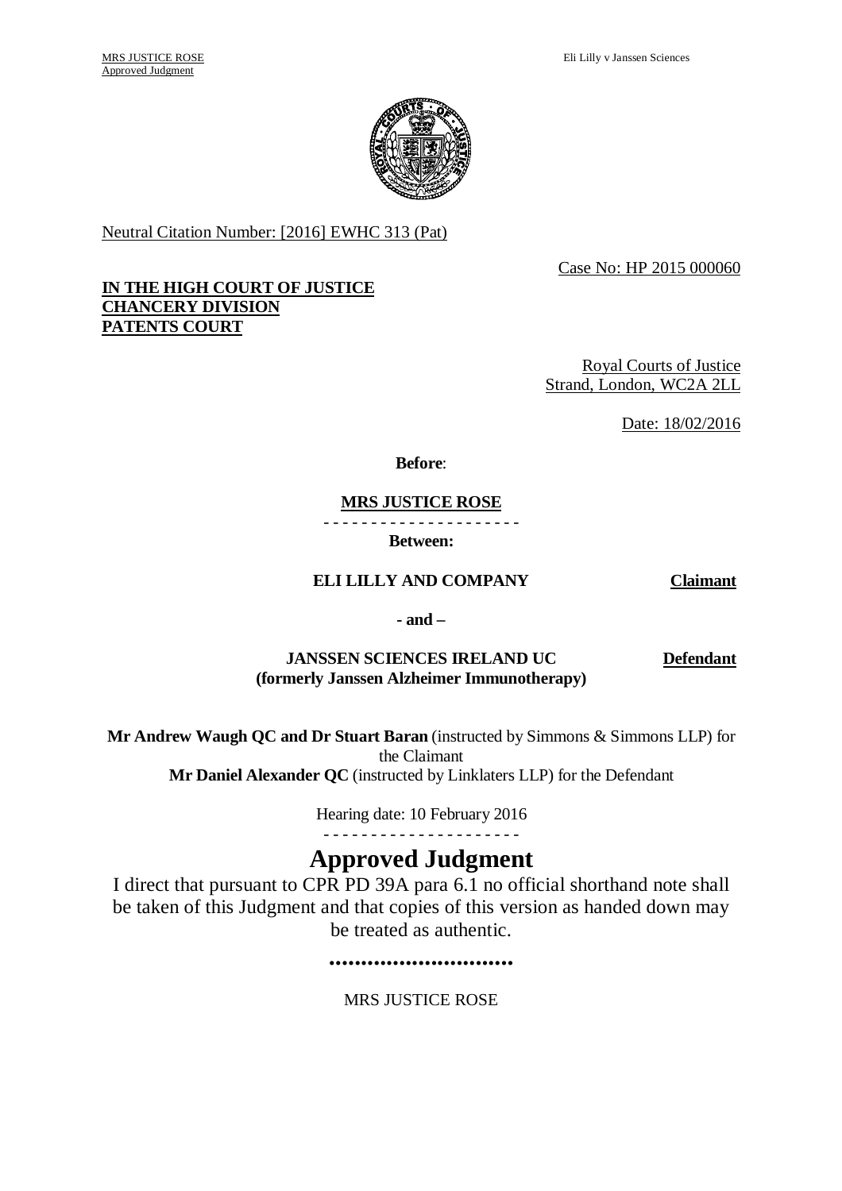Neutral Citation Number: [2016] EWHC 313 (Pat)

Case No: HP 2015 000060

**IN THE HIGH COURT OF JUSTICE**
**CHANCERY DIVISION**
**PATENTS COURT**

Royal Courts of Justice
Strand, London, WC2A 2LL

Date: 18/02/2016

**Before**:

**MRS JUSTICE ROSE**

- - - - - - - - - - - - - - - - - - - - -

**Between:**

**ELI LILLY AND COMPANY** — **Claimant**

**- and –**

**JANSSEN SCIENCES IRELAND UC (formerly Janssen Alzheimer Immunotherapy)** — **Defendant**

**Mr Andrew Waugh QC and Dr Stuart Baran** (instructed by Simmons & Simmons LLP) for the Claimant
**Mr Daniel Alexander QC** (instructed by Linklaters LLP) for the Defendant

Hearing date: 10 February 2016

- - - - - - - - - - - - - - - - - - - - -

# Approved Judgment

I direct that pursuant to CPR PD 39A para 6.1 no official shorthand note shall be taken of this Judgment and that copies of this version as handed down may be treated as authentic.

.............................

MRS JUSTICE ROSE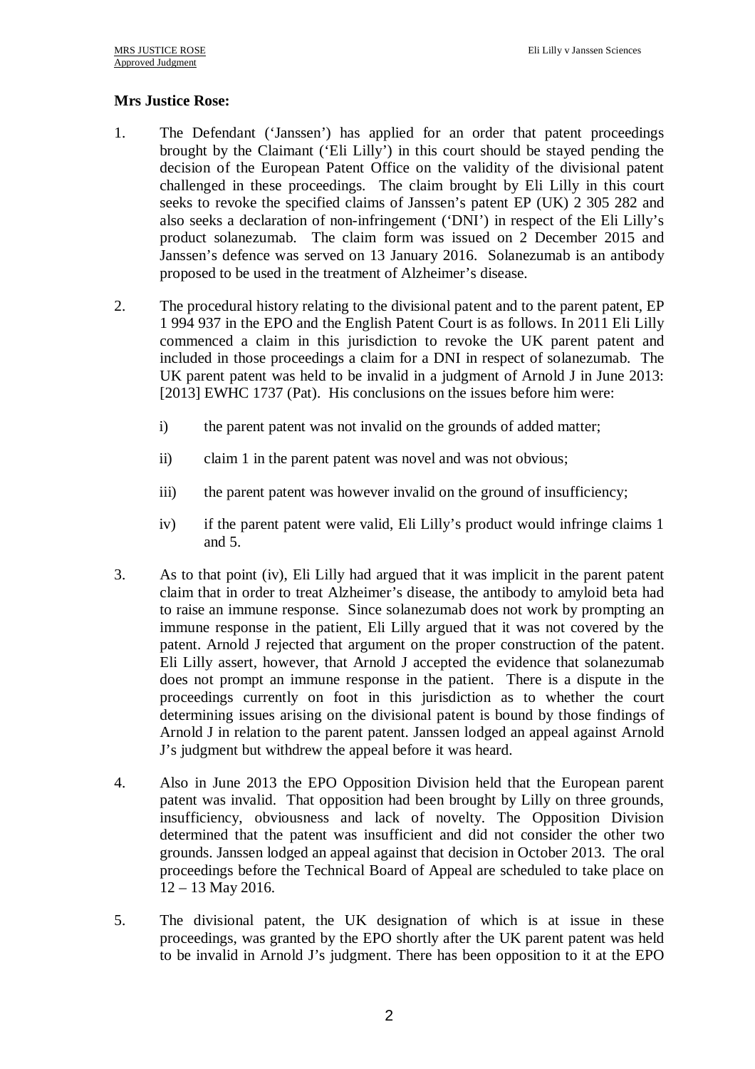**Mrs Justice Rose:**

1. The Defendant ('Janssen') has applied for an order that patent proceedings brought by the Claimant ('Eli Lilly') in this court should be stayed pending the decision of the European Patent Office on the validity of the divisional patent challenged in these proceedings. The claim brought by Eli Lilly in this court seeks to revoke the specified claims of Janssen's patent EP (UK) 2 305 282 and also seeks a declaration of non-infringement ('DNI') in respect of the Eli Lilly's product solanezumab. The claim form was issued on 2 December 2015 and Janssen's defence was served on 13 January 2016. Solanezumab is an antibody proposed to be used in the treatment of Alzheimer's disease.

2. The procedural history relating to the divisional patent and to the parent patent, EP 1 994 937 in the EPO and the English Patent Court is as follows. In 2011 Eli Lilly commenced a claim in this jurisdiction to revoke the UK parent patent and included in those proceedings a claim for a DNI in respect of solanezumab. The UK parent patent was held to be invalid in a judgment of Arnold J in June 2013: [2013] EWHC 1737 (Pat). His conclusions on the issues before him were:

    i) the parent patent was not invalid on the grounds of added matter;

    ii) claim 1 in the parent patent was novel and was not obvious;

    iii) the parent patent was however invalid on the ground of insufficiency;

    iv) if the parent patent were valid, Eli Lilly's product would infringe claims 1 and 5.

3. As to that point (iv), Eli Lilly had argued that it was implicit in the parent patent claim that in order to treat Alzheimer's disease, the antibody to amyloid beta had to raise an immune response. Since solanezumab does not work by prompting an immune response in the patient, Eli Lilly argued that it was not covered by the patent. Arnold J rejected that argument on the proper construction of the patent. Eli Lilly assert, however, that Arnold J accepted the evidence that solanezumab does not prompt an immune response in the patient. There is a dispute in the proceedings currently on foot in this jurisdiction as to whether the court determining issues arising on the divisional patent is bound by those findings of Arnold J in relation to the parent patent. Janssen lodged an appeal against Arnold J's judgment but withdrew the appeal before it was heard.

4. Also in June 2013 the EPO Opposition Division held that the European parent patent was invalid. That opposition had been brought by Lilly on three grounds, insufficiency, obviousness and lack of novelty. The Opposition Division determined that the patent was insufficient and did not consider the other two grounds. Janssen lodged an appeal against that decision in October 2013. The oral proceedings before the Technical Board of Appeal are scheduled to take place on 12 – 13 May 2016.

5. The divisional patent, the UK designation of which is at issue in these proceedings, was granted by the EPO shortly after the UK parent patent was held to be invalid in Arnold J's judgment. There has been opposition to it at the EPO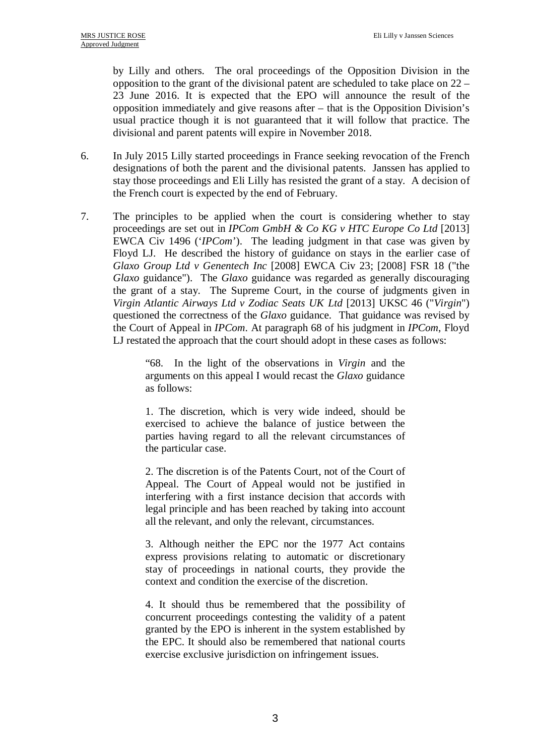by Lilly and others. The oral proceedings of the Opposition Division in the opposition to the grant of the divisional patent are scheduled to take place on 22 – 23 June 2016. It is expected that the EPO will announce the result of the opposition immediately and give reasons after – that is the Opposition Division's usual practice though it is not guaranteed that it will follow that practice. The divisional and parent patents will expire in November 2018.

6. In July 2015 Lilly started proceedings in France seeking revocation of the French designations of both the parent and the divisional patents. Janssen has applied to stay those proceedings and Eli Lilly has resisted the grant of a stay. A decision of the French court is expected by the end of February.

7. The principles to be applied when the court is considering whether to stay proceedings are set out in *IPCom GmbH & Co KG v HTC Europe Co Ltd* [2013] EWCA Civ 1496 ('*IPCom*'). The leading judgment in that case was given by Floyd LJ. He described the history of guidance on stays in the earlier case of *Glaxo Group Ltd v Genentech Inc* [2008] EWCA Civ 23; [2008] FSR 18 ("the *Glaxo* guidance"). The *Glaxo* guidance was regarded as generally discouraging the grant of a stay. The Supreme Court, in the course of judgments given in *Virgin Atlantic Airways Ltd v Zodiac Seats UK Ltd* [2013] UKSC 46 ("*Virgin*") questioned the correctness of the *Glaxo* guidance. That guidance was revised by the Court of Appeal in *IPCom*. At paragraph 68 of his judgment in *IPCom*, Floyd LJ restated the approach that the court should adopt in these cases as follows:

> "68. In the light of the observations in *Virgin* and the arguments on this appeal I would recast the *Glaxo* guidance as follows:
>
> 1. The discretion, which is very wide indeed, should be exercised to achieve the balance of justice between the parties having regard to all the relevant circumstances of the particular case.
>
> 2. The discretion is of the Patents Court, not of the Court of Appeal. The Court of Appeal would not be justified in interfering with a first instance decision that accords with legal principle and has been reached by taking into account all the relevant, and only the relevant, circumstances.
>
> 3. Although neither the EPC nor the 1977 Act contains express provisions relating to automatic or discretionary stay of proceedings in national courts, they provide the context and condition the exercise of the discretion.
>
> 4. It should thus be remembered that the possibility of concurrent proceedings contesting the validity of a patent granted by the EPO is inherent in the system established by the EPC. It should also be remembered that national courts exercise exclusive jurisdiction on infringement issues.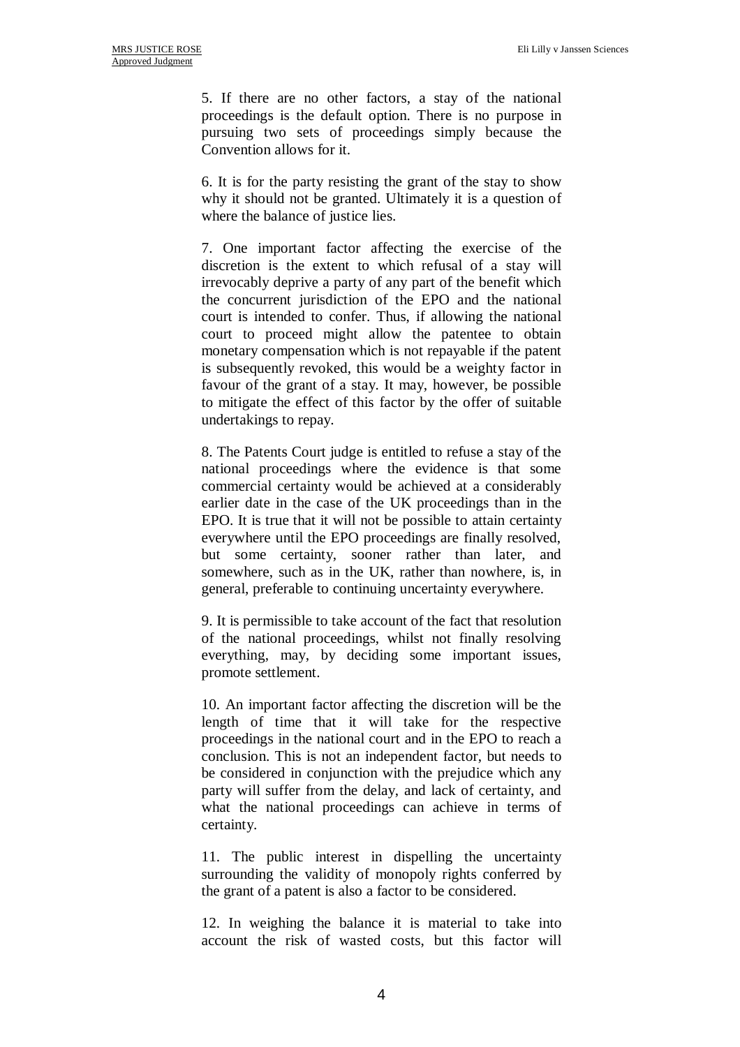5. If there are no other factors, a stay of the national proceedings is the default option. There is no purpose in pursuing two sets of proceedings simply because the Convention allows for it.

6. It is for the party resisting the grant of the stay to show why it should not be granted. Ultimately it is a question of where the balance of justice lies.

7. One important factor affecting the exercise of the discretion is the extent to which refusal of a stay will irrevocably deprive a party of any part of the benefit which the concurrent jurisdiction of the EPO and the national court is intended to confer. Thus, if allowing the national court to proceed might allow the patentee to obtain monetary compensation which is not repayable if the patent is subsequently revoked, this would be a weighty factor in favour of the grant of a stay. It may, however, be possible to mitigate the effect of this factor by the offer of suitable undertakings to repay.

8. The Patents Court judge is entitled to refuse a stay of the national proceedings where the evidence is that some commercial certainty would be achieved at a considerably earlier date in the case of the UK proceedings than in the EPO. It is true that it will not be possible to attain certainty everywhere until the EPO proceedings are finally resolved, but some certainty, sooner rather than later, and somewhere, such as in the UK, rather than nowhere, is, in general, preferable to continuing uncertainty everywhere.

9. It is permissible to take account of the fact that resolution of the national proceedings, whilst not finally resolving everything, may, by deciding some important issues, promote settlement.

10. An important factor affecting the discretion will be the length of time that it will take for the respective proceedings in the national court and in the EPO to reach a conclusion. This is not an independent factor, but needs to be considered in conjunction with the prejudice which any party will suffer from the delay, and lack of certainty, and what the national proceedings can achieve in terms of certainty.

11. The public interest in dispelling the uncertainty surrounding the validity of monopoly rights conferred by the grant of a patent is also a factor to be considered.

12. In weighing the balance it is material to take into account the risk of wasted costs, but this factor will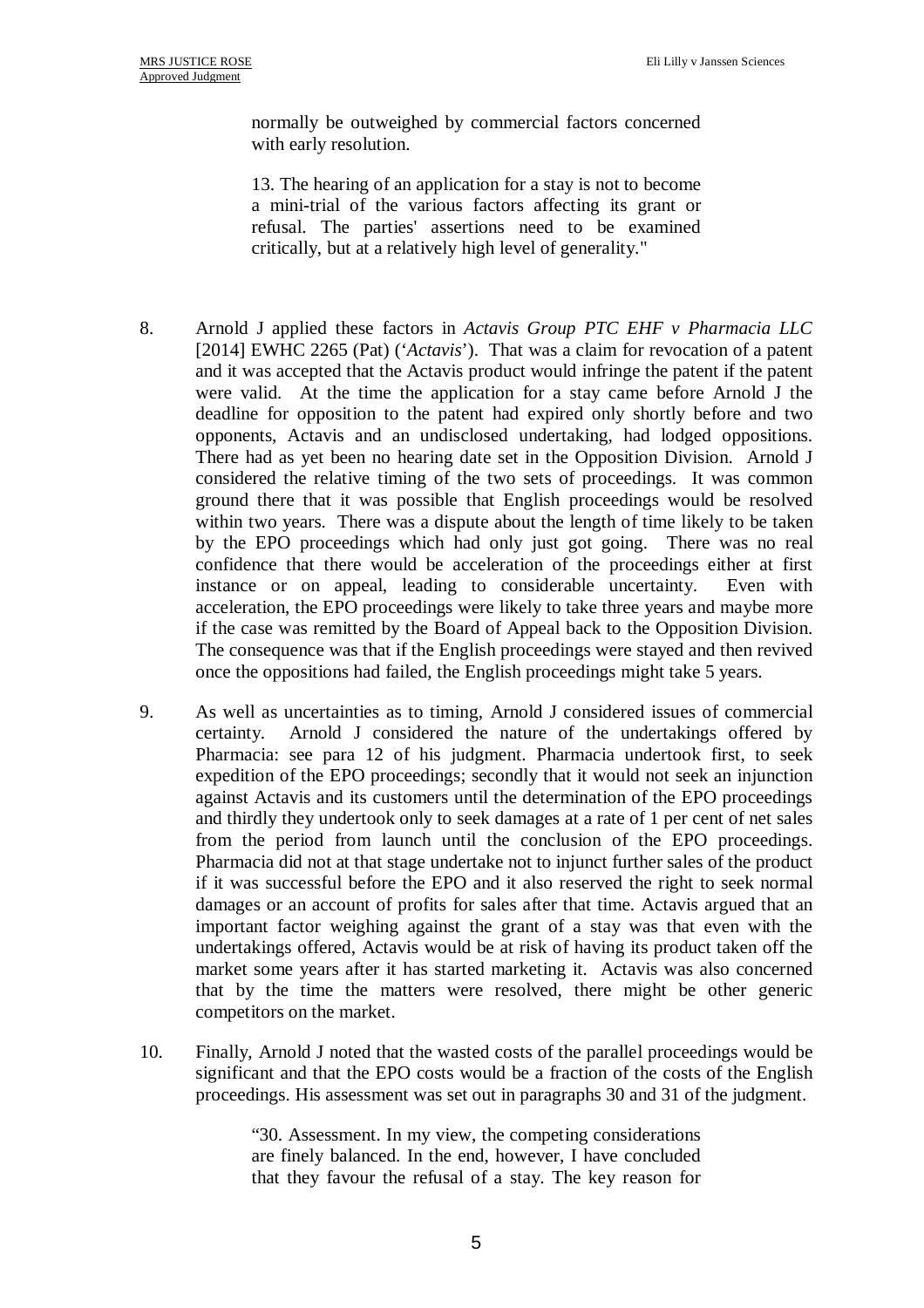> normally be outweighed by commercial factors concerned with early resolution.
>
> 13. The hearing of an application for a stay is not to become a mini-trial of the various factors affecting its grant or refusal. The parties' assertions need to be examined critically, but at a relatively high level of generality."

8. Arnold J applied these factors in *Actavis Group PTC EHF v Pharmacia LLC* [2014] EWHC 2265 (Pat) ('*Actavis*'). That was a claim for revocation of a patent and it was accepted that the Actavis product would infringe the patent if the patent were valid. At the time the application for a stay came before Arnold J the deadline for opposition to the patent had expired only shortly before and two opponents, Actavis and an undisclosed undertaking, had lodged oppositions. There had as yet been no hearing date set in the Opposition Division. Arnold J considered the relative timing of the two sets of proceedings. It was common ground there that it was possible that English proceedings would be resolved within two years. There was a dispute about the length of time likely to be taken by the EPO proceedings which had only just got going. There was no real confidence that there would be acceleration of the proceedings either at first instance or on appeal, leading to considerable uncertainty. Even with acceleration, the EPO proceedings were likely to take three years and maybe more if the case was remitted by the Board of Appeal back to the Opposition Division. The consequence was that if the English proceedings were stayed and then revived once the oppositions had failed, the English proceedings might take 5 years.

9. As well as uncertainties as to timing, Arnold J considered issues of commercial certainty. Arnold J considered the nature of the undertakings offered by Pharmacia: see para 12 of his judgment. Pharmacia undertook first, to seek expedition of the EPO proceedings; secondly that it would not seek an injunction against Actavis and its customers until the determination of the EPO proceedings and thirdly they undertook only to seek damages at a rate of 1 per cent of net sales from the period from launch until the conclusion of the EPO proceedings. Pharmacia did not at that stage undertake not to injunct further sales of the product if it was successful before the EPO and it also reserved the right to seek normal damages or an account of profits for sales after that time. Actavis argued that an important factor weighing against the grant of a stay was that even with the undertakings offered, Actavis would be at risk of having its product taken off the market some years after it has started marketing it. Actavis was also concerned that by the time the matters were resolved, there might be other generic competitors on the market.

10. Finally, Arnold J noted that the wasted costs of the parallel proceedings would be significant and that the EPO costs would be a fraction of the costs of the English proceedings. His assessment was set out in paragraphs 30 and 31 of the judgment.

> "30. Assessment. In my view, the competing considerations are finely balanced. In the end, however, I have concluded that they favour the refusal of a stay. The key reason for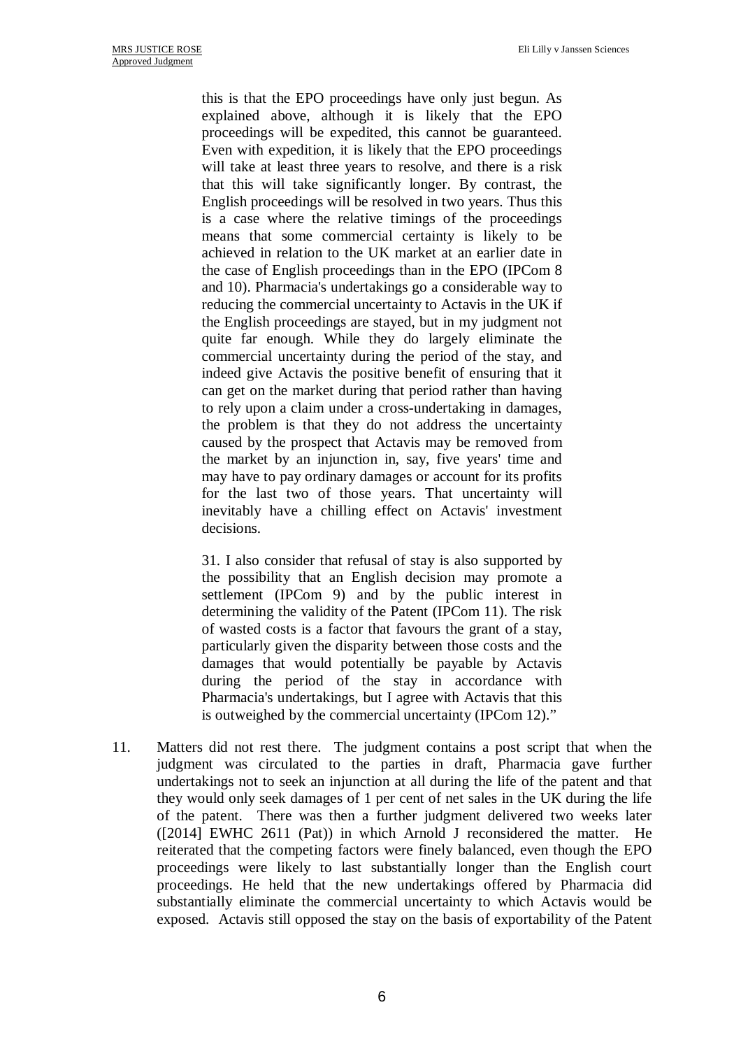> this is that the EPO proceedings have only just begun. As explained above, although it is likely that the EPO proceedings will be expedited, this cannot be guaranteed. Even with expedition, it is likely that the EPO proceedings will take at least three years to resolve, and there is a risk that this will take significantly longer. By contrast, the English proceedings will be resolved in two years. Thus this is a case where the relative timings of the proceedings means that some commercial certainty is likely to be achieved in relation to the UK market at an earlier date in the case of English proceedings than in the EPO (IPCom 8 and 10). Pharmacia's undertakings go a considerable way to reducing the commercial uncertainty to Actavis in the UK if the English proceedings are stayed, but in my judgment not quite far enough. While they do largely eliminate the commercial uncertainty during the period of the stay, and indeed give Actavis the positive benefit of ensuring that it can get on the market during that period rather than having to rely upon a claim under a cross-undertaking in damages, the problem is that they do not address the uncertainty caused by the prospect that Actavis may be removed from the market by an injunction in, say, five years' time and may have to pay ordinary damages or account for its profits for the last two of those years. That uncertainty will inevitably have a chilling effect on Actavis' investment decisions.
>
> 31. I also consider that refusal of stay is also supported by the possibility that an English decision may promote a settlement (IPCom 9) and by the public interest in determining the validity of the Patent (IPCom 11). The risk of wasted costs is a factor that favours the grant of a stay, particularly given the disparity between those costs and the damages that would potentially be payable by Actavis during the period of the stay in accordance with Pharmacia's undertakings, but I agree with Actavis that this is outweighed by the commercial uncertainty (IPCom 12)."

11. Matters did not rest there. The judgment contains a post script that when the judgment was circulated to the parties in draft, Pharmacia gave further undertakings not to seek an injunction at all during the life of the patent and that they would only seek damages of 1 per cent of net sales in the UK during the life of the patent. There was then a further judgment delivered two weeks later ([2014] EWHC 2611 (Pat)) in which Arnold J reconsidered the matter. He reiterated that the competing factors were finely balanced, even though the EPO proceedings were likely to last substantially longer than the English court proceedings. He held that the new undertakings offered by Pharmacia did substantially eliminate the commercial uncertainty to which Actavis would be exposed. Actavis still opposed the stay on the basis of exportability of the Patent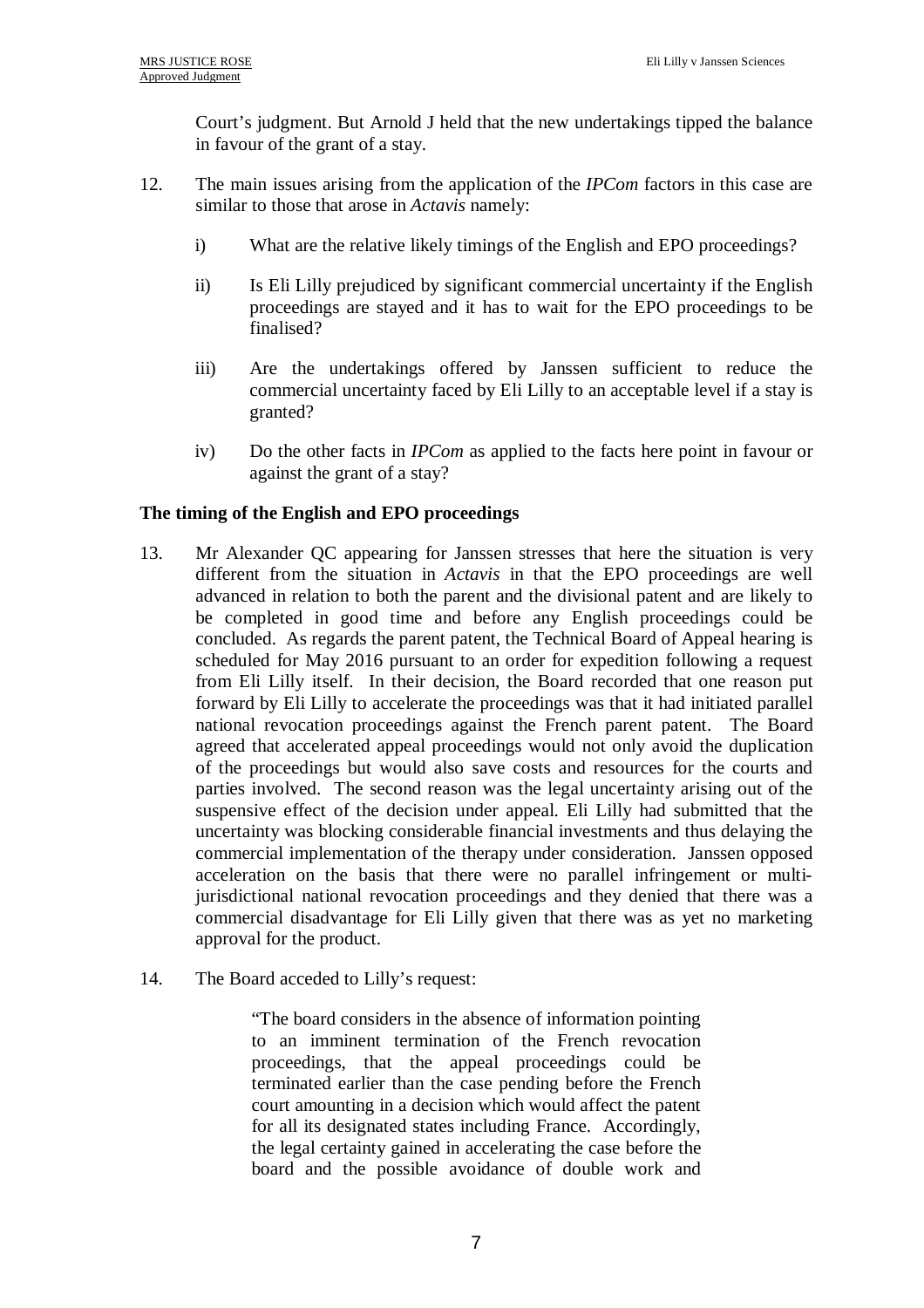Court's judgment. But Arnold J held that the new undertakings tipped the balance in favour of the grant of a stay.

12. The main issues arising from the application of the *IPCom* factors in this case are similar to those that arose in *Actavis* namely:

    i) What are the relative likely timings of the English and EPO proceedings?

    ii) Is Eli Lilly prejudiced by significant commercial uncertainty if the English proceedings are stayed and it has to wait for the EPO proceedings to be finalised?

    iii) Are the undertakings offered by Janssen sufficient to reduce the commercial uncertainty faced by Eli Lilly to an acceptable level if a stay is granted?

    iv) Do the other facts in *IPCom* as applied to the facts here point in favour or against the grant of a stay?

**The timing of the English and EPO proceedings**

13. Mr Alexander QC appearing for Janssen stresses that here the situation is very different from the situation in *Actavis* in that the EPO proceedings are well advanced in relation to both the parent and the divisional patent and are likely to be completed in good time and before any English proceedings could be concluded. As regards the parent patent, the Technical Board of Appeal hearing is scheduled for May 2016 pursuant to an order for expedition following a request from Eli Lilly itself. In their decision, the Board recorded that one reason put forward by Eli Lilly to accelerate the proceedings was that it had initiated parallel national revocation proceedings against the French parent patent. The Board agreed that accelerated appeal proceedings would not only avoid the duplication of the proceedings but would also save costs and resources for the courts and parties involved. The second reason was the legal uncertainty arising out of the suspensive effect of the decision under appeal. Eli Lilly had submitted that the uncertainty was blocking considerable financial investments and thus delaying the commercial implementation of the therapy under consideration. Janssen opposed acceleration on the basis that there were no parallel infringement or multi-jurisdictional national revocation proceedings and they denied that there was a commercial disadvantage for Eli Lilly given that there was as yet no marketing approval for the product.

14. The Board acceded to Lilly's request:

    > "The board considers in the absence of information pointing to an imminent termination of the French revocation proceedings, that the appeal proceedings could be terminated earlier than the case pending before the French court amounting in a decision which would affect the patent for all its designated states including France. Accordingly, the legal certainty gained in accelerating the case before the board and the possible avoidance of double work and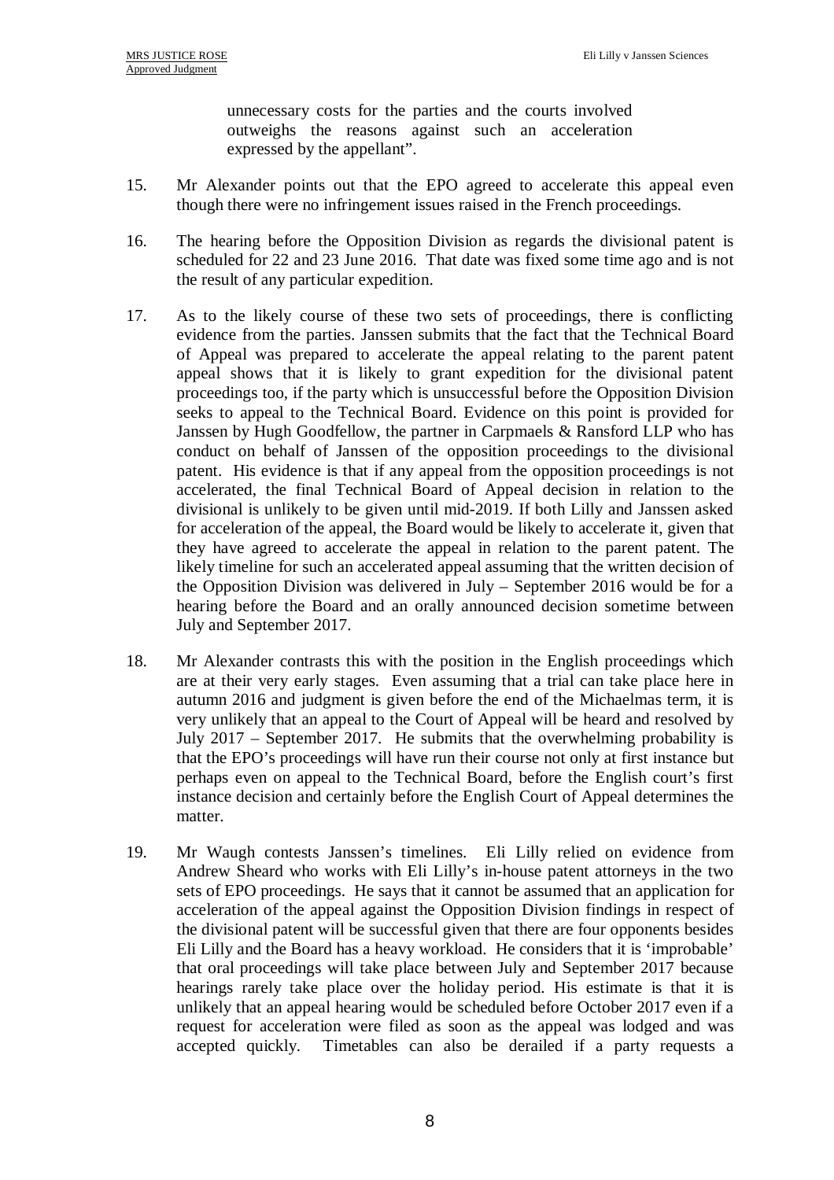unnecessary costs for the parties and the courts involved outweighs the reasons against such an acceleration expressed by the appellant".

15. Mr Alexander points out that the EPO agreed to accelerate this appeal even though there were no infringement issues raised in the French proceedings.

16. The hearing before the Opposition Division as regards the divisional patent is scheduled for 22 and 23 June 2016. That date was fixed some time ago and is not the result of any particular expedition.

17. As to the likely course of these two sets of proceedings, there is conflicting evidence from the parties. Janssen submits that the fact that the Technical Board of Appeal was prepared to accelerate the appeal relating to the parent patent appeal shows that it is likely to grant expedition for the divisional patent proceedings too, if the party which is unsuccessful before the Opposition Division seeks to appeal to the Technical Board. Evidence on this point is provided for Janssen by Hugh Goodfellow, the partner in Carpmaels & Ransford LLP who has conduct on behalf of Janssen of the opposition proceedings to the divisional patent. His evidence is that if any appeal from the opposition proceedings is not accelerated, the final Technical Board of Appeal decision in relation to the divisional is unlikely to be given until mid-2019. If both Lilly and Janssen asked for acceleration of the appeal, the Board would be likely to accelerate it, given that they have agreed to accelerate the appeal in relation to the parent patent. The likely timeline for such an accelerated appeal assuming that the written decision of the Opposition Division was delivered in July – September 2016 would be for a hearing before the Board and an orally announced decision sometime between July and September 2017.

18. Mr Alexander contrasts this with the position in the English proceedings which are at their very early stages. Even assuming that a trial can take place here in autumn 2016 and judgment is given before the end of the Michaelmas term, it is very unlikely that an appeal to the Court of Appeal will be heard and resolved by July 2017 – September 2017. He submits that the overwhelming probability is that the EPO's proceedings will have run their course not only at first instance but perhaps even on appeal to the Technical Board, before the English court's first instance decision and certainly before the English Court of Appeal determines the matter.

19. Mr Waugh contests Janssen's timelines. Eli Lilly relied on evidence from Andrew Sheard who works with Eli Lilly's in-house patent attorneys in the two sets of EPO proceedings. He says that it cannot be assumed that an application for acceleration of the appeal against the Opposition Division findings in respect of the divisional patent will be successful given that there are four opponents besides Eli Lilly and the Board has a heavy workload. He considers that it is 'improbable' that oral proceedings will take place between July and September 2017 because hearings rarely take place over the holiday period. His estimate is that it is unlikely that an appeal hearing would be scheduled before October 2017 even if a request for acceleration were filed as soon as the appeal was lodged and was accepted quickly. Timetables can also be derailed if a party requests a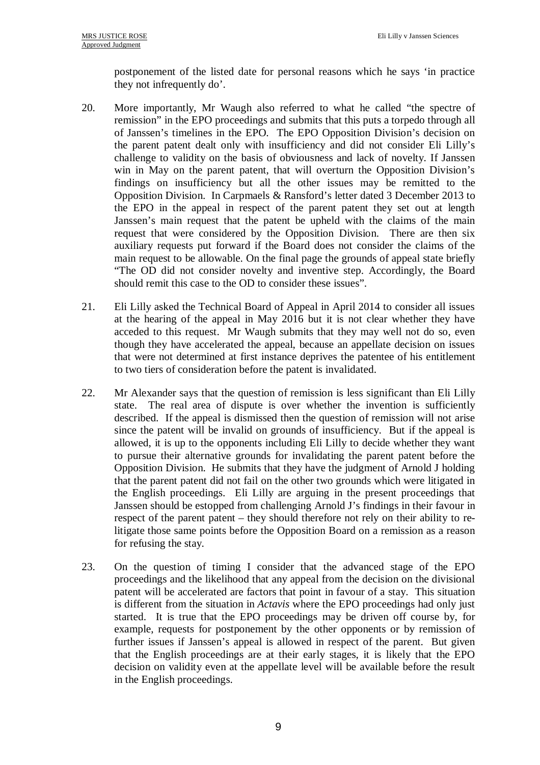postponement of the listed date for personal reasons which he says 'in practice they not infrequently do'.

20. More importantly, Mr Waugh also referred to what he called "the spectre of remission" in the EPO proceedings and submits that this puts a torpedo through all of Janssen's timelines in the EPO. The EPO Opposition Division's decision on the parent patent dealt only with insufficiency and did not consider Eli Lilly's challenge to validity on the basis of obviousness and lack of novelty. If Janssen win in May on the parent patent, that will overturn the Opposition Division's findings on insufficiency but all the other issues may be remitted to the Opposition Division. In Carpmaels & Ransford's letter dated 3 December 2013 to the EPO in the appeal in respect of the parent patent they set out at length Janssen's main request that the patent be upheld with the claims of the main request that were considered by the Opposition Division. There are then six auxiliary requests put forward if the Board does not consider the claims of the main request to be allowable. On the final page the grounds of appeal state briefly "The OD did not consider novelty and inventive step. Accordingly, the Board should remit this case to the OD to consider these issues".

21. Eli Lilly asked the Technical Board of Appeal in April 2014 to consider all issues at the hearing of the appeal in May 2016 but it is not clear whether they have acceded to this request. Mr Waugh submits that they may well not do so, even though they have accelerated the appeal, because an appellate decision on issues that were not determined at first instance deprives the patentee of his entitlement to two tiers of consideration before the patent is invalidated.

22. Mr Alexander says that the question of remission is less significant than Eli Lilly state. The real area of dispute is over whether the invention is sufficiently described. If the appeal is dismissed then the question of remission will not arise since the patent will be invalid on grounds of insufficiency. But if the appeal is allowed, it is up to the opponents including Eli Lilly to decide whether they want to pursue their alternative grounds for invalidating the parent patent before the Opposition Division. He submits that they have the judgment of Arnold J holding that the parent patent did not fail on the other two grounds which were litigated in the English proceedings. Eli Lilly are arguing in the present proceedings that Janssen should be estopped from challenging Arnold J's findings in their favour in respect of the parent patent – they should therefore not rely on their ability to re-litigate those same points before the Opposition Board on a remission as a reason for refusing the stay.

23. On the question of timing I consider that the advanced stage of the EPO proceedings and the likelihood that any appeal from the decision on the divisional patent will be accelerated are factors that point in favour of a stay. This situation is different from the situation in *Actavis* where the EPO proceedings had only just started. It is true that the EPO proceedings may be driven off course by, for example, requests for postponement by the other opponents or by remission of further issues if Janssen's appeal is allowed in respect of the parent. But given that the English proceedings are at their early stages, it is likely that the EPO decision on validity even at the appellate level will be available before the result in the English proceedings.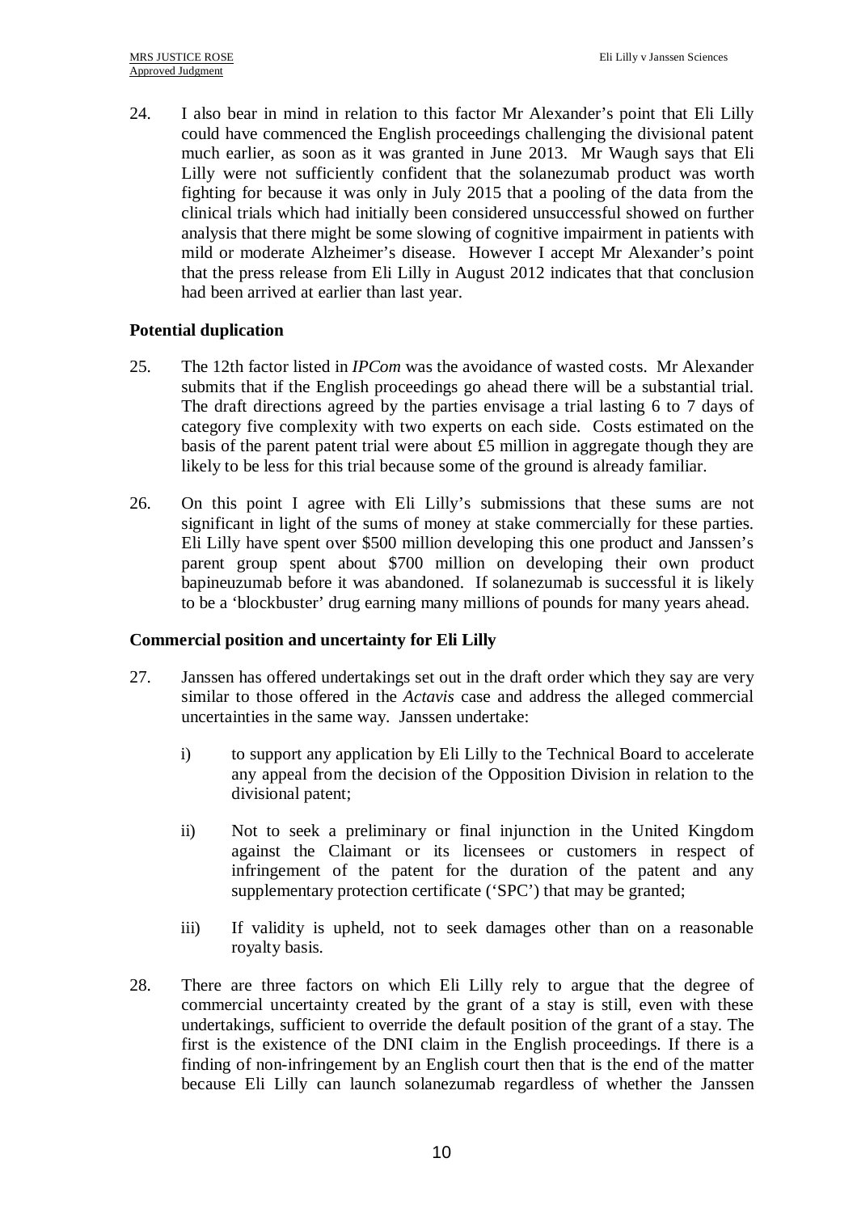24. I also bear in mind in relation to this factor Mr Alexander's point that Eli Lilly could have commenced the English proceedings challenging the divisional patent much earlier, as soon as it was granted in June 2013. Mr Waugh says that Eli Lilly were not sufficiently confident that the solanezumab product was worth fighting for because it was only in July 2015 that a pooling of the data from the clinical trials which had initially been considered unsuccessful showed on further analysis that there might be some slowing of cognitive impairment in patients with mild or moderate Alzheimer's disease. However I accept Mr Alexander's point that the press release from Eli Lilly in August 2012 indicates that that conclusion had been arrived at earlier than last year.

### Potential duplication

25. The 12th factor listed in *IPCom* was the avoidance of wasted costs. Mr Alexander submits that if the English proceedings go ahead there will be a substantial trial. The draft directions agreed by the parties envisage a trial lasting 6 to 7 days of category five complexity with two experts on each side. Costs estimated on the basis of the parent patent trial were about £5 million in aggregate though they are likely to be less for this trial because some of the ground is already familiar.

26. On this point I agree with Eli Lilly's submissions that these sums are not significant in light of the sums of money at stake commercially for these parties. Eli Lilly have spent over $500 million developing this one product and Janssen's parent group spent about $700 million on developing their own product bapineuzumab before it was abandoned. If solanezumab is successful it is likely to be a 'blockbuster' drug earning many millions of pounds for many years ahead.

### Commercial position and uncertainty for Eli Lilly

27. Janssen has offered undertakings set out in the draft order which they say are very similar to those offered in the *Actavis* case and address the alleged commercial uncertainties in the same way. Janssen undertake:

    i) to support any application by Eli Lilly to the Technical Board to accelerate any appeal from the decision of the Opposition Division in relation to the divisional patent;

    ii) Not to seek a preliminary or final injunction in the United Kingdom against the Claimant or its licensees or customers in respect of infringement of the patent for the duration of the patent and any supplementary protection certificate ('SPC') that may be granted;

    iii) If validity is upheld, not to seek damages other than on a reasonable royalty basis.

28. There are three factors on which Eli Lilly rely to argue that the degree of commercial uncertainty created by the grant of a stay is still, even with these undertakings, sufficient to override the default position of the grant of a stay. The first is the existence of the DNI claim in the English proceedings. If there is a finding of non-infringement by an English court then that is the end of the matter because Eli Lilly can launch solanezumab regardless of whether the Janssen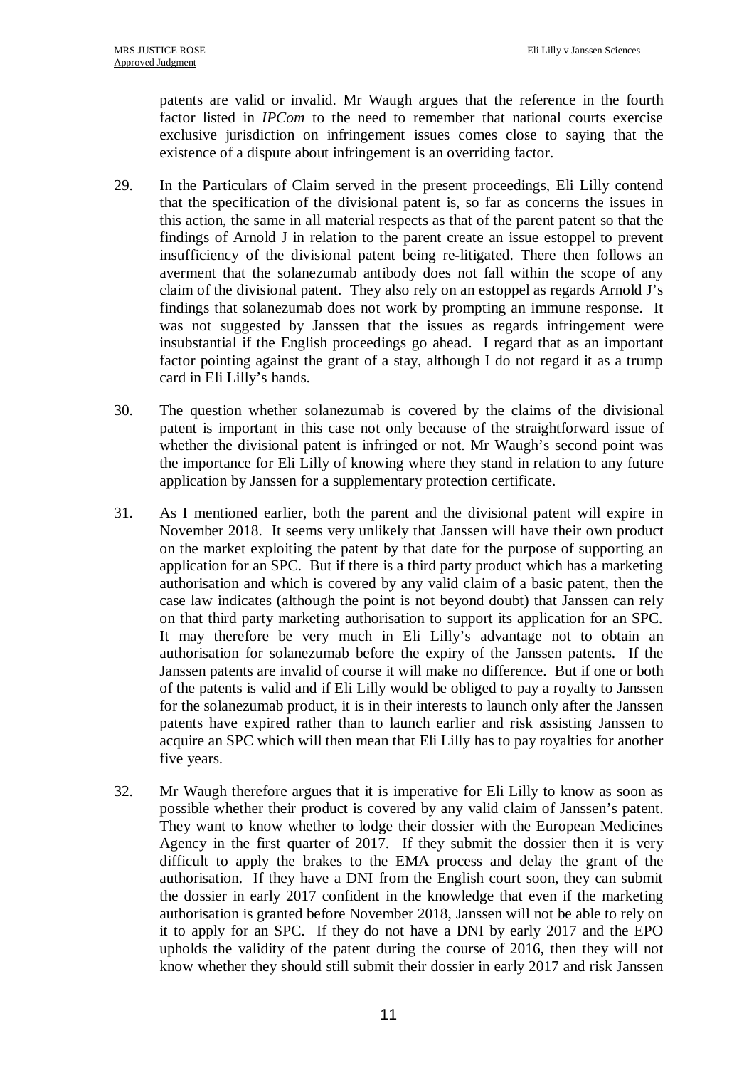patents are valid or invalid. Mr Waugh argues that the reference in the fourth factor listed in *IPCom* to the need to remember that national courts exercise exclusive jurisdiction on infringement issues comes close to saying that the existence of a dispute about infringement is an overriding factor.

29. In the Particulars of Claim served in the present proceedings, Eli Lilly contend that the specification of the divisional patent is, so far as concerns the issues in this action, the same in all material respects as that of the parent patent so that the findings of Arnold J in relation to the parent create an issue estoppel to prevent insufficiency of the divisional patent being re-litigated. There then follows an averment that the solanezumab antibody does not fall within the scope of any claim of the divisional patent. They also rely on an estoppel as regards Arnold J's findings that solanezumab does not work by prompting an immune response. It was not suggested by Janssen that the issues as regards infringement were insubstantial if the English proceedings go ahead. I regard that as an important factor pointing against the grant of a stay, although I do not regard it as a trump card in Eli Lilly's hands.

30. The question whether solanezumab is covered by the claims of the divisional patent is important in this case not only because of the straightforward issue of whether the divisional patent is infringed or not. Mr Waugh's second point was the importance for Eli Lilly of knowing where they stand in relation to any future application by Janssen for a supplementary protection certificate.

31. As I mentioned earlier, both the parent and the divisional patent will expire in November 2018. It seems very unlikely that Janssen will have their own product on the market exploiting the patent by that date for the purpose of supporting an application for an SPC. But if there is a third party product which has a marketing authorisation and which is covered by any valid claim of a basic patent, then the case law indicates (although the point is not beyond doubt) that Janssen can rely on that third party marketing authorisation to support its application for an SPC. It may therefore be very much in Eli Lilly's advantage not to obtain an authorisation for solanezumab before the expiry of the Janssen patents. If the Janssen patents are invalid of course it will make no difference. But if one or both of the patents is valid and if Eli Lilly would be obliged to pay a royalty to Janssen for the solanezumab product, it is in their interests to launch only after the Janssen patents have expired rather than to launch earlier and risk assisting Janssen to acquire an SPC which will then mean that Eli Lilly has to pay royalties for another five years.

32. Mr Waugh therefore argues that it is imperative for Eli Lilly to know as soon as possible whether their product is covered by any valid claim of Janssen's patent. They want to know whether to lodge their dossier with the European Medicines Agency in the first quarter of 2017. If they submit the dossier then it is very difficult to apply the brakes to the EMA process and delay the grant of the authorisation. If they have a DNI from the English court soon, they can submit the dossier in early 2017 confident in the knowledge that even if the marketing authorisation is granted before November 2018, Janssen will not be able to rely on it to apply for an SPC. If they do not have a DNI by early 2017 and the EPO upholds the validity of the patent during the course of 2016, then they will not know whether they should still submit their dossier in early 2017 and risk Janssen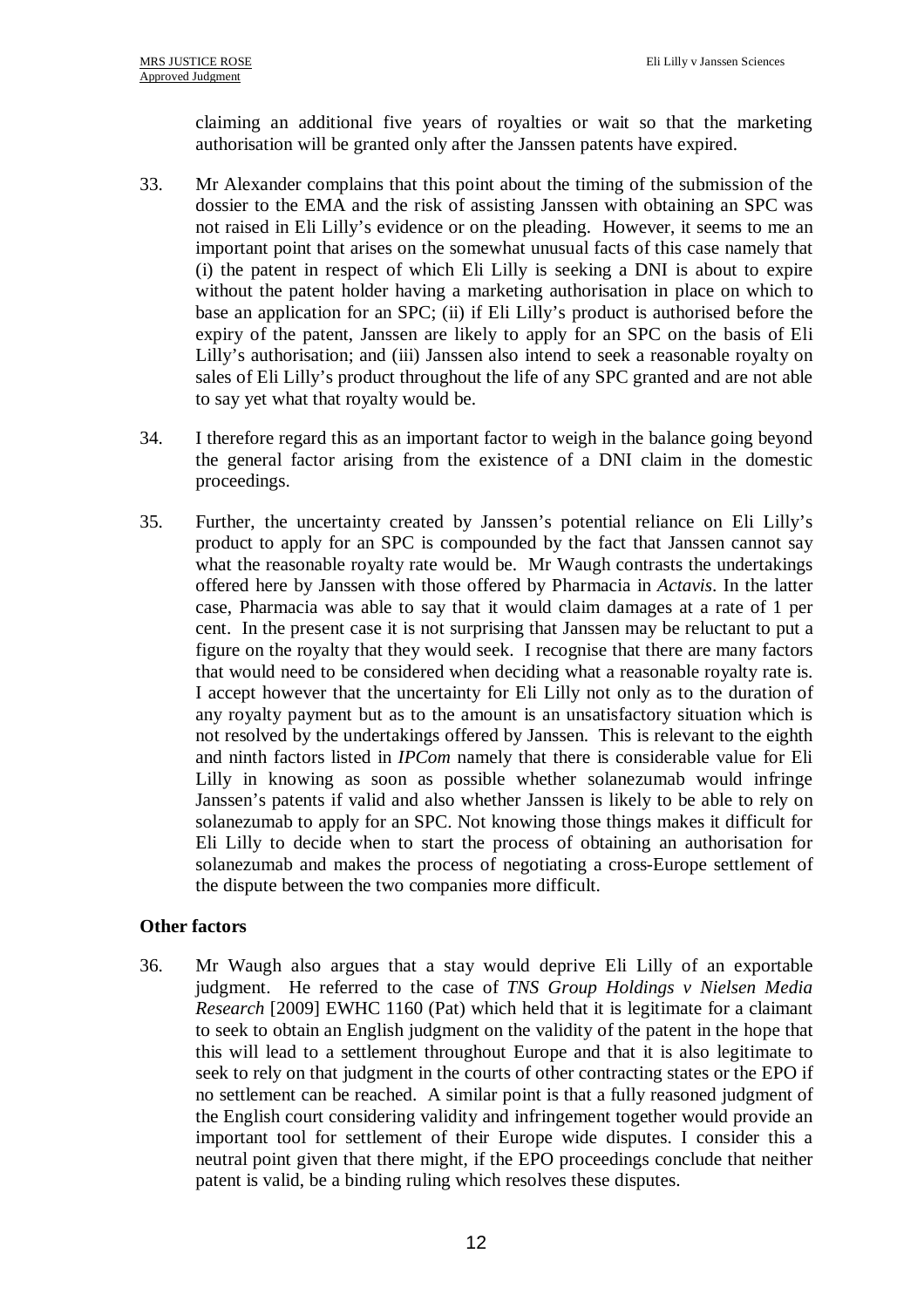claiming an additional five years of royalties or wait so that the marketing authorisation will be granted only after the Janssen patents have expired.

33. Mr Alexander complains that this point about the timing of the submission of the dossier to the EMA and the risk of assisting Janssen with obtaining an SPC was not raised in Eli Lilly's evidence or on the pleading. However, it seems to me an important point that arises on the somewhat unusual facts of this case namely that (i) the patent in respect of which Eli Lilly is seeking a DNI is about to expire without the patent holder having a marketing authorisation in place on which to base an application for an SPC; (ii) if Eli Lilly's product is authorised before the expiry of the patent, Janssen are likely to apply for an SPC on the basis of Eli Lilly's authorisation; and (iii) Janssen also intend to seek a reasonable royalty on sales of Eli Lilly's product throughout the life of any SPC granted and are not able to say yet what that royalty would be.

34. I therefore regard this as an important factor to weigh in the balance going beyond the general factor arising from the existence of a DNI claim in the domestic proceedings.

35. Further, the uncertainty created by Janssen's potential reliance on Eli Lilly's product to apply for an SPC is compounded by the fact that Janssen cannot say what the reasonable royalty rate would be. Mr Waugh contrasts the undertakings offered here by Janssen with those offered by Pharmacia in *Actavis*. In the latter case, Pharmacia was able to say that it would claim damages at a rate of 1 per cent. In the present case it is not surprising that Janssen may be reluctant to put a figure on the royalty that they would seek. I recognise that there are many factors that would need to be considered when deciding what a reasonable royalty rate is. I accept however that the uncertainty for Eli Lilly not only as to the duration of any royalty payment but as to the amount is an unsatisfactory situation which is not resolved by the undertakings offered by Janssen. This is relevant to the eighth and ninth factors listed in *IPCom* namely that there is considerable value for Eli Lilly in knowing as soon as possible whether solanezumab would infringe Janssen's patents if valid and also whether Janssen is likely to be able to rely on solanezumab to apply for an SPC. Not knowing those things makes it difficult for Eli Lilly to decide when to start the process of obtaining an authorisation for solanezumab and makes the process of negotiating a cross-Europe settlement of the dispute between the two companies more difficult.

### Other factors

36. Mr Waugh also argues that a stay would deprive Eli Lilly of an exportable judgment. He referred to the case of *TNS Group Holdings v Nielsen Media Research* [2009] EWHC 1160 (Pat) which held that it is legitimate for a claimant to seek to obtain an English judgment on the validity of the patent in the hope that this will lead to a settlement throughout Europe and that it is also legitimate to seek to rely on that judgment in the courts of other contracting states or the EPO if no settlement can be reached. A similar point is that a fully reasoned judgment of the English court considering validity and infringement together would provide an important tool for settlement of their Europe wide disputes. I consider this a neutral point given that there might, if the EPO proceedings conclude that neither patent is valid, be a binding ruling which resolves these disputes.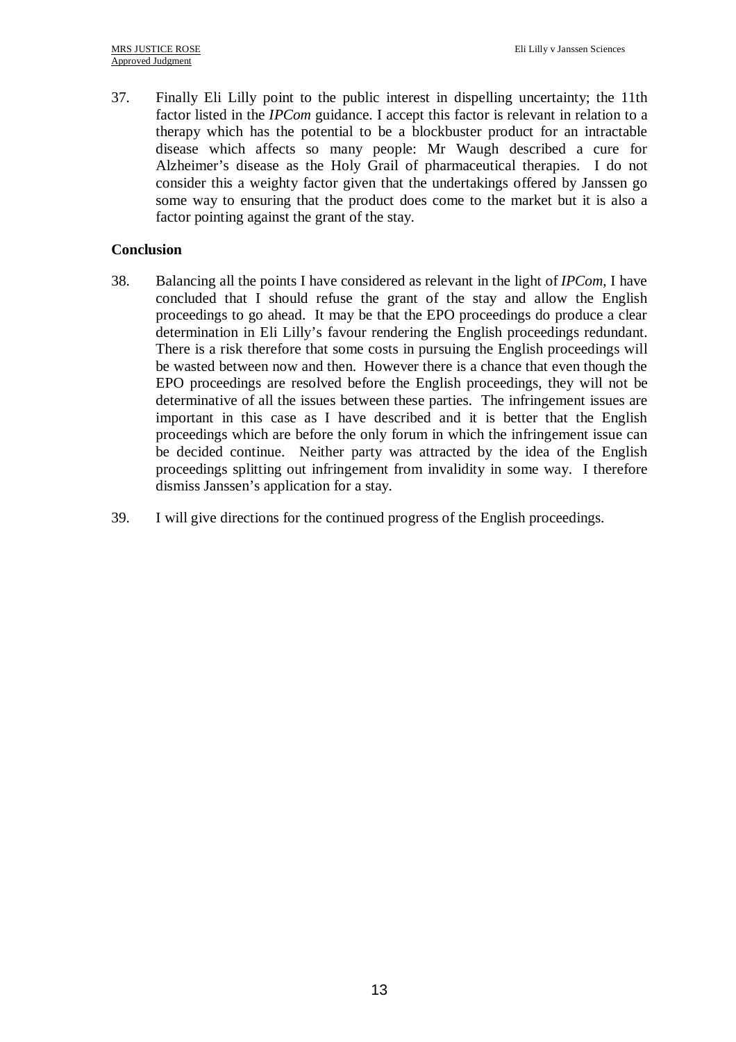37. Finally Eli Lilly point to the public interest in dispelling uncertainty; the 11th factor listed in the *IPCom* guidance. I accept this factor is relevant in relation to a therapy which has the potential to be a blockbuster product for an intractable disease which affects so many people: Mr Waugh described a cure for Alzheimer's disease as the Holy Grail of pharmaceutical therapies. I do not consider this a weighty factor given that the undertakings offered by Janssen go some way to ensuring that the product does come to the market but it is also a factor pointing against the grant of the stay.

**Conclusion**

38. Balancing all the points I have considered as relevant in the light of *IPCom*, I have concluded that I should refuse the grant of the stay and allow the English proceedings to go ahead. It may be that the EPO proceedings do produce a clear determination in Eli Lilly's favour rendering the English proceedings redundant. There is a risk therefore that some costs in pursuing the English proceedings will be wasted between now and then. However there is a chance that even though the EPO proceedings are resolved before the English proceedings, they will not be determinative of all the issues between these parties. The infringement issues are important in this case as I have described and it is better that the English proceedings which are before the only forum in which the infringement issue can be decided continue. Neither party was attracted by the idea of the English proceedings splitting out infringement from invalidity in some way. I therefore dismiss Janssen's application for a stay.

39. I will give directions for the continued progress of the English proceedings.